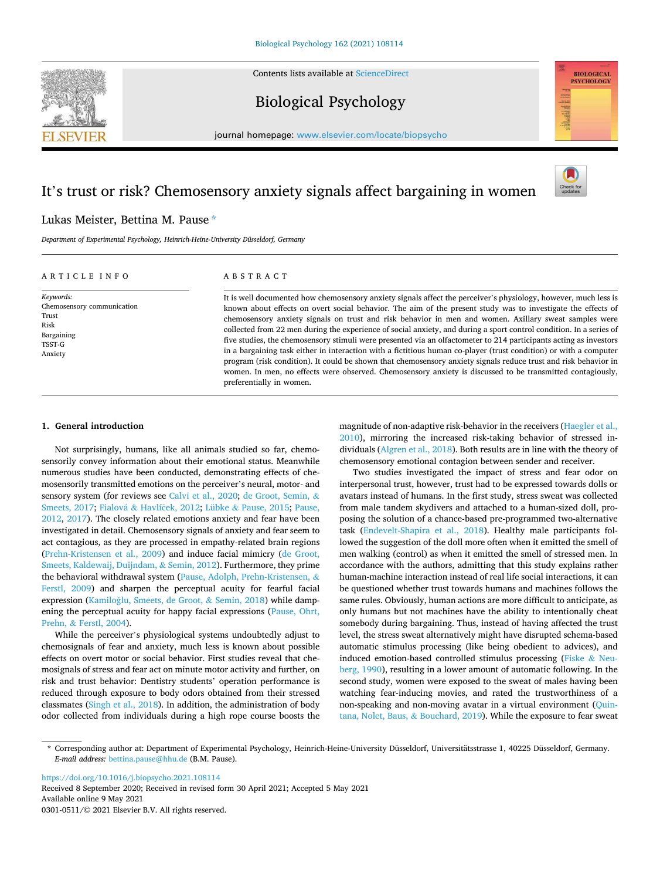Contents lists available at ScienceDirect

Biological Psychology

journal homepage: www.elsevier.com/locate/biopsycho

# It's trust or risk? Chemosensory anxiety signals affect bargaining in women

Lukas Meister, Bettina M. Pause *

*Department of Experimental Psychology, Heinrich-Heine-University Düsseldorf, Germany*

ARTICLE INFO

*Keywords:*
Chemosensory communication
Trust
Risk
Bargaining
TSST-G
Anxiety

ABSTRACT

It is well documented how chemosensory anxiety signals affect the perceiver's physiology, however, much less is known about effects on overt social behavior. The aim of the present study was to investigate the effects of chemosensory anxiety signals on trust and risk behavior in men and women. Axillary sweat samples were collected from 22 men during the experience of social anxiety, and during a sport control condition. In a series of five studies, the chemosensory stimuli were presented via an olfactometer to 214 participants acting as investors in a bargaining task either in interaction with a fictitious human co-player (trust condition) or with a computer program (risk condition). It could be shown that chemosensory anxiety signals reduce trust and risk behavior in women. In men, no effects were observed. Chemosensory anxiety is discussed to be transmitted contagiously, preferentially in women.

## 1. General introduction

Not surprisingly, humans, like all animals studied so far, chemosensorily convey information about their emotional status. Meanwhile numerous studies have been conducted, demonstrating effects of chemosensorily transmitted emotions on the perceiver's neural, motor- and sensory system (for reviews see Calvi et al., 2020; de Groot, Semin, & Smeets, 2017; Fialová & Havlíček, 2012; Lübke & Pause, 2015; Pause, 2012, 2017). The closely related emotions anxiety and fear have been investigated in detail. Chemosensory signals of anxiety and fear seem to act contagious, as they are processed in empathy-related brain regions (Prehn-Kristensen et al., 2009) and induce facial mimicry (de Groot, Smeets, Kaldewaij, Duijndam, & Semin, 2012). Furthermore, they prime the behavioral withdrawal system (Pause, Adolph, Prehn-Kristensen, & Ferstl, 2009) and sharpen the perceptual acuity for fearful facial expression (Kamiloğlu, Smeets, de Groot, & Semin, 2018) while dampening the perceptual acuity for happy facial expressions (Pause, Ohrt, Prehn, & Ferstl, 2004).

While the perceiver's physiological systems undoubtedly adjust to chemosignals of fear and anxiety, much less is known about possible effects on overt motor or social behavior. First studies reveal that chemosignals of stress and fear act on minute motor activity and further, on risk and trust behavior: Dentistry students' operation performance is reduced through exposure to body odors obtained from their stressed classmates (Singh et al., 2018). In addition, the administration of body odor collected from individuals during a high rope course boosts the magnitude of non-adaptive risk-behavior in the receivers (Haegler et al., 2010), mirroring the increased risk-taking behavior of stressed individuals (Algren et al., 2018). Both results are in line with the theory of chemosensory emotional contagion between sender and receiver.

Two studies investigated the impact of stress and fear odor on interpersonal trust, however, trust had to be expressed towards dolls or avatars instead of humans. In the first study, stress sweat was collected from male tandem skydivers and attached to a human-sized doll, proposing the solution of a chance-based pre-programmed two-alternative task (Endevelt-Shapira et al., 2018). Healthy male participants followed the suggestion of the doll more often when it emitted the smell of men walking (control) as when it emitted the smell of stressed men. In accordance with the authors, admitting that this study explains rather human-machine interaction instead of real life social interactions, it can be questioned whether trust towards humans and machines follows the same rules. Obviously, human actions are more difficult to anticipate, as only humans but not machines have the ability to intentionally cheat somebody during bargaining. Thus, instead of having affected the trust level, the stress sweat alternatively might have disrupted schema-based automatic stimulus processing (like being obedient to advices), and induced emotion-based controlled stimulus processing (Fiske & Neuberg, 1990), resulting in a lower amount of automatic following. In the second study, women were exposed to the sweat of males having been watching fear-inducing movies, and rated the trustworthiness of a non-speaking and non-moving avatar in a virtual environment (Quintana, Nolet, Baus, & Bouchard, 2019). While the exposure to fear sweat

* Corresponding author at: Department of Experimental Psychology, Heinrich-Heine-University Düsseldorf, Universitätsstrasse 1, 40225 Düsseldorf, Germany.
*E-mail address:* bettina.pause@hhu.de (B.M. Pause).

https://doi.org/10.1016/j.biopsycho.2021.108114
Received 8 September 2020; Received in revised form 30 April 2021; Accepted 5 May 2021
Available online 9 May 2021
0301-0511/© 2021 Elsevier B.V. All rights reserved.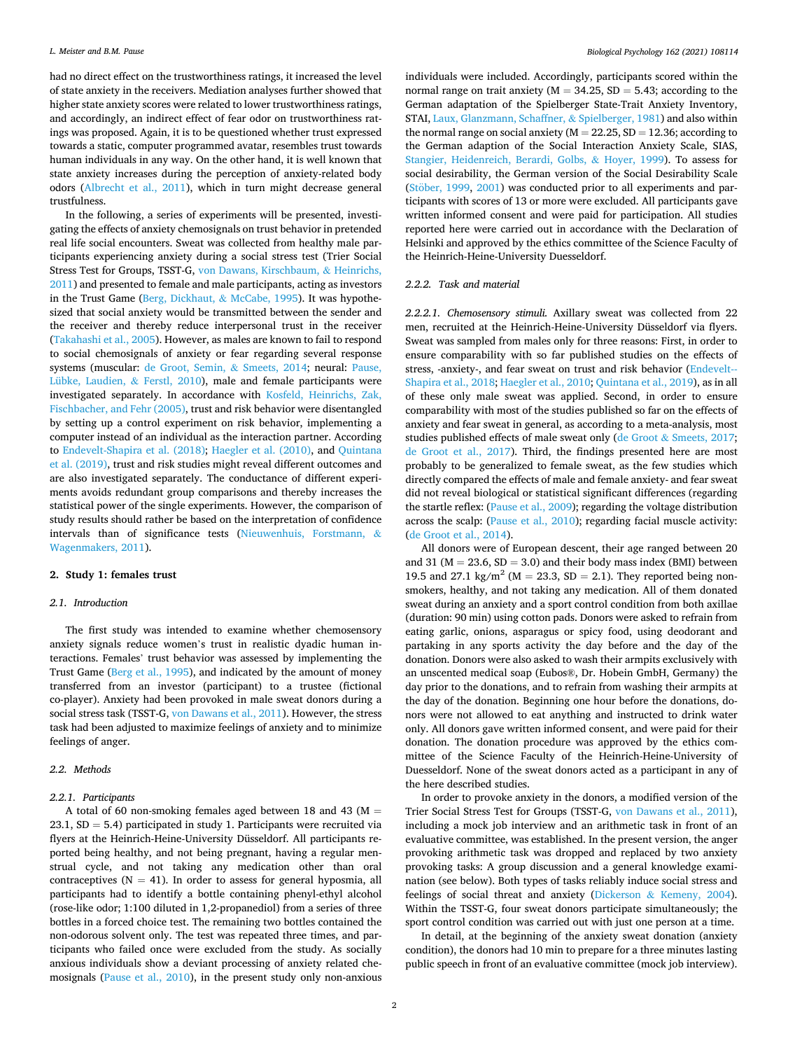had no direct effect on the trustworthiness ratings, it increased the level of state anxiety in the receivers. Mediation analyses further showed that higher state anxiety scores were related to lower trustworthiness ratings, and accordingly, an indirect effect of fear odor on trustworthiness ratings was proposed. Again, it is to be questioned whether trust expressed towards a static, computer programmed avatar, resembles trust towards human individuals in any way. On the other hand, it is well known that state anxiety increases during the perception of anxiety-related body odors (Albrecht et al., 2011), which in turn might decrease general trustfulness.

In the following, a series of experiments will be presented, investigating the effects of anxiety chemosignals on trust behavior in pretended real life social encounters. Sweat was collected from healthy male participants experiencing anxiety during a social stress test (Trier Social Stress Test for Groups, TSST-G, von Dawans, Kirschbaum, & Heinrichs, 2011) and presented to female and male participants, acting as investors in the Trust Game (Berg, Dickhaut, & McCabe, 1995). It was hypothesized that social anxiety would be transmitted between the sender and the receiver and thereby reduce interpersonal trust in the receiver (Takahashi et al., 2005). However, as males are known to fail to respond to social chemosignals of anxiety or fear regarding several response systems (muscular: de Groot, Semin, & Smeets, 2014; neural: Pause, Lübke, Laudien, & Ferstl, 2010), male and female participants were investigated separately. In accordance with Kosfeld, Heinrichs, Zak, Fischbacher, and Fehr (2005), trust and risk behavior were disentangled by setting up a control experiment on risk behavior, implementing a computer instead of an individual as the interaction partner. According to Endevelt-Shapira et al. (2018); Haegler et al. (2010), and Quintana et al. (2019), trust and risk studies might reveal different outcomes and are also investigated separately. The conductance of different experiments avoids redundant group comparisons and thereby increases the statistical power of the single experiments. However, the comparison of study results should rather be based on the interpretation of confidence intervals than of significance tests (Nieuwenhuis, Forstmann, & Wagenmakers, 2011).

## 2. Study 1: females trust

### 2.1. Introduction

The first study was intended to examine whether chemosensory anxiety signals reduce women's trust in realistic dyadic human interactions. Females' trust behavior was assessed by implementing the Trust Game (Berg et al., 1995), and indicated by the amount of money transferred from an investor (participant) to a trustee (fictional co-player). Anxiety had been provoked in male sweat donors during a social stress task (TSST-G, von Dawans et al., 2011). However, the stress task had been adjusted to maximize feelings of anxiety and to minimize feelings of anger.

### 2.2. Methods

#### 2.2.1. Participants

A total of 60 non-smoking females aged between 18 and 43 ($M = 23.1$, $SD = 5.4$) participated in study 1. Participants were recruited via flyers at the Heinrich-Heine-University Düsseldorf. All participants reported being healthy, and not being pregnant, having a regular menstrual cycle, and not taking any medication other than oral contraceptives ($N = 41$). In order to assess for general hyposmia, all participants had to identify a bottle containing phenyl-ethyl alcohol (rose-like odor; 1:100 diluted in 1,2-propanediol) from a series of three bottles in a forced choice test. The remaining two bottles contained the non-odorous solvent only. The test was repeated three times, and participants who failed once were excluded from the study. As socially anxious individuals show a deviant processing of anxiety related chemosignals (Pause et al., 2010), in the present study only non-anxious individuals were included. Accordingly, participants scored within the normal range on trait anxiety ($M = 34.25$, $SD = 5.43$; according to the German adaptation of the Spielberger State-Trait Anxiety Inventory, STAI, Laux, Glanzmann, Schaffner, & Spielberger, 1981) and also within the normal range on social anxiety ($M = 22.25$, $SD = 12.36$; according to the German adaption of the Social Interaction Anxiety Scale, SIAS, Stangier, Heidenreich, Berardi, Golbs, & Hoyer, 1999). To assess for social desirability, the German version of the Social Desirability Scale (Stöber, 1999, 2001) was conducted prior to all experiments and participants with scores of 13 or more were excluded. All participants gave written informed consent and were paid for participation. All studies reported here were carried out in accordance with the Declaration of Helsinki and approved by the ethics committee of the Science Faculty of the Heinrich-Heine-University Duesseldorf.

#### 2.2.2. Task and material

##### 2.2.2.1. Chemosensory stimuli.

Axillary sweat was collected from 22 men, recruited at the Heinrich-Heine-University Düsseldorf via flyers. Sweat was sampled from males only for three reasons: First, in order to ensure comparability with so far published studies on the effects of stress, -anxiety-, and fear sweat on trust and risk behavior (Endevelt-Shapira et al., 2018; Haegler et al., 2010; Quintana et al., 2019), as in all of these only male sweat was applied. Second, in order to ensure comparability with most of the studies published so far on the effects of anxiety and fear sweat in general, as according to a meta-analysis, most studies published effects of male sweat only (de Groot & Smeets, 2017; de Groot et al., 2017). Third, the findings presented here are most probably to be generalized to female sweat, as the few studies which directly compared the effects of male and female anxiety- and fear sweat did not reveal biological or statistical significant differences (regarding the startle reflex: (Pause et al., 2009); regarding the voltage distribution across the scalp: (Pause et al., 2010); regarding facial muscle activity: (de Groot et al., 2014).

All donors were of European descent, their age ranged between 20 and 31 ($M = 23.6$, $SD = 3.0$) and their body mass index (BMI) between 19.5 and 27.1 $kg/m^2$ ($M = 23.3$, $SD = 2.1$). They reported being non-smokers, healthy, and not taking any medication. All of them donated sweat during an anxiety and a sport control condition from both axillae (duration: 90 min) using cotton pads. Donors were asked to refrain from eating garlic, onions, asparagus or spicy food, using deodorant and partaking in any sports activity the day before and the day of the donation. Donors were also asked to wash their armpits exclusively with an unscented medical soap (Eubos®, Dr. Hobein GmbH, Germany) the day prior to the donations, and to refrain from washing their armpits at the day of the donation. Beginning one hour before the donations, donors were not allowed to eat anything and instructed to drink water only. All donors gave written informed consent, and were paid for their donation. The donation procedure was approved by the ethics committee of the Science Faculty of the Heinrich-Heine-University of Duesseldorf. None of the sweat donors acted as a participant in any of the here described studies.

In order to provoke anxiety in the donors, a modified version of the Trier Social Stress Test for Groups (TSST-G, von Dawans et al., 2011), including a mock job interview and an arithmetic task in front of an evaluative committee, was established. In the present version, the anger provoking arithmetic task was dropped and replaced by two anxiety provoking tasks: A group discussion and a general knowledge examination (see below). Both types of tasks reliably induce social stress and feelings of social threat and anxiety (Dickerson & Kemeny, 2004). Within the TSST-G, four sweat donors participate simultaneously; the sport control condition was carried out with just one person at a time.

In detail, at the beginning of the anxiety sweat donation (anxiety condition), the donors had 10 min to prepare for a three minutes lasting public speech in front of an evaluative committee (mock job interview).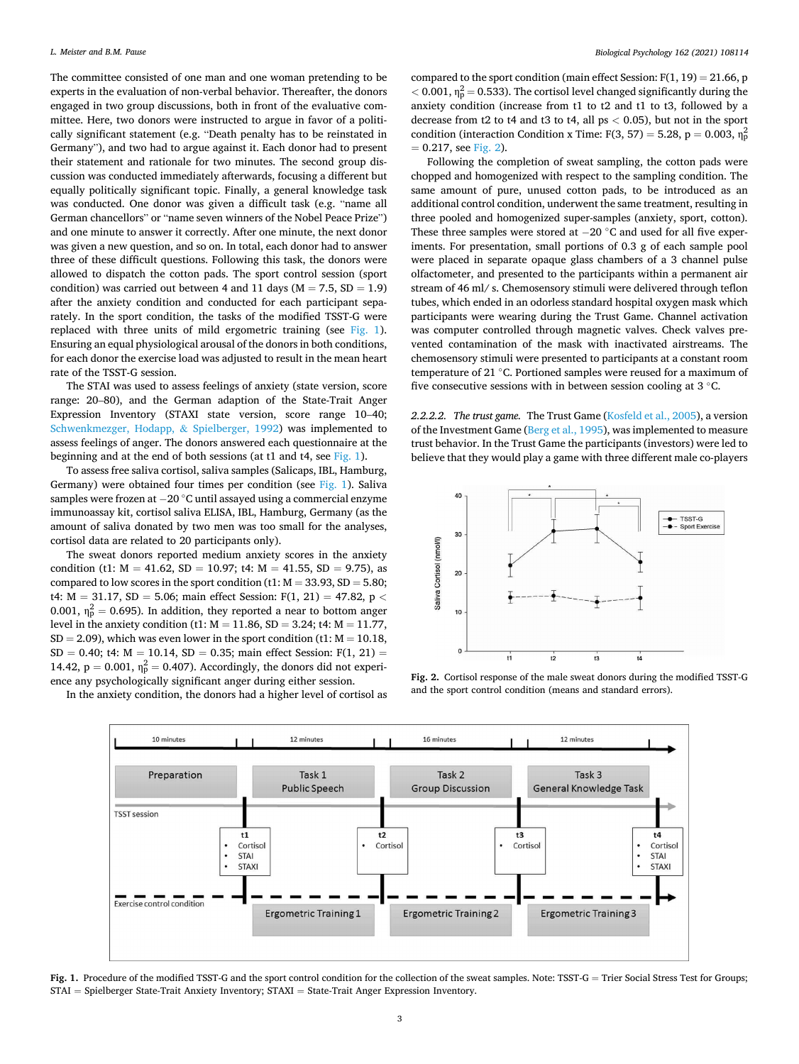The committee consisted of one man and one woman pretending to be experts in the evaluation of non-verbal behavior. Thereafter, the donors engaged in two group discussions, both in front of the evaluative committee. Here, two donors were instructed to argue in favor of a politically significant statement (e.g. "Death penalty has to be reinstated in Germany"), and two had to argue against it. Each donor had to present their statement and rationale for two minutes. The second group discussion was conducted immediately afterwards, focusing a different but equally politically significant topic. Finally, a general knowledge task was conducted. One donor was given a difficult task (e.g. "name all German chancellors" or "name seven winners of the Nobel Peace Prize") and one minute to answer it correctly. After one minute, the next donor was given a new question, and so on. In total, each donor had to answer three of these difficult questions. Following this task, the donors were allowed to dispatch the cotton pads. The sport control session (sport condition) was carried out between 4 and 11 days (M = 7.5, SD = 1.9) after the anxiety condition and conducted for each participant separately. In the sport condition, the tasks of the modified TSST-G were replaced with three units of mild ergometric training (see Fig. 1). Ensuring an equal physiological arousal of the donors in both conditions, for each donor the exercise load was adjusted to result in the mean heart rate of the TSST-G session.

The STAI was used to assess feelings of anxiety (state version, score range: 20–80), and the German adaption of the State-Trait Anger Expression Inventory (STAXI state version, score range 10–40; Schwenkmezger, Hodapp, & Spielberger, 1992) was implemented to assess feelings of anger. The donors answered each questionnaire at the beginning and at the end of both sessions (at t1 and t4, see Fig. 1).

To assess free saliva cortisol, saliva samples (Salicaps, IBL, Hamburg, Germany) were obtained four times per condition (see Fig. 1). Saliva samples were frozen at −20 °C until assayed using a commercial enzyme immunoassay kit, cortisol saliva ELISA, IBL, Hamburg, Germany (as the amount of saliva donated by two men was too small for the analyses, cortisol data are related to 20 participants only).

The sweat donors reported medium anxiety scores in the anxiety condition (t1: M = 41.62, SD = 10.97; t4: M = 41.55, SD = 9.75), as compared to low scores in the sport condition (t1: M = 33.93, SD = 5.80; t4: M = 31.17, SD = 5.06; main effect Session: $F(1, 21) = 47.82$, $p < 0.001$, $\eta_p^2 = 0.695$). In addition, they reported a near to bottom anger level in the anxiety condition (t1: M = 11.86, SD = 3.24; t4: M = 11.77, SD = 2.09), which was even lower in the sport condition (t1: M = 10.18, SD = 0.40; t4: M = 10.14, SD = 0.35; main effect Session: $F(1, 21) = 14.42$, $p = 0.001$, $\eta_p^2 = 0.407$). Accordingly, the donors did not experience any psychologically significant anger during either session.

In the anxiety condition, the donors had a higher level of cortisol as compared to the sport condition (main effect Session: $F(1, 19) = 21.66$, $p < 0.001$, $\eta_p^2 = 0.533$). The cortisol level changed significantly during the anxiety condition (increase from t1 to t2 and t1 to t3, followed by a decrease from t2 to t4 and t3 to t4, all $ps < 0.05$), but not in the sport condition (interaction Condition x Time: $F(3, 57) = 5.28$, $p = 0.003$, $\eta_p^2 = 0.217$, see Fig. 2).

Following the completion of sweat sampling, the cotton pads were chopped and homogenized with respect to the sampling condition. The same amount of pure, unused cotton pads, to be introduced as an additional control condition, underwent the same treatment, resulting in three pooled and homogenized super-samples (anxiety, sport, cotton). These three samples were stored at −20 °C and used for all five experiments. For presentation, small portions of 0.3 g of each sample pool were placed in separate opaque glass chambers of a 3 channel pulse olfactometer, and presented to the participants within a permanent air stream of 46 ml/ s. Chemosensory stimuli were delivered through teflon tubes, which ended in an odorless standard hospital oxygen mask which participants were wearing during the Trust Game. Channel activation was computer controlled through magnetic valves. Check valves prevented contamination of the mask with inactivated airstreams. The chemosensory stimuli were presented to participants at a constant room temperature of 21 °C. Portioned samples were reused for a maximum of five consecutive sessions with in between session cooling at 3 °C.

*2.2.2.2. The trust game.* The Trust Game (Kosfeld et al., 2005), a version of the Investment Game (Berg et al., 1995), was implemented to measure trust behavior. In the Trust Game the participants (investors) were led to believe that they would play a game with three different male co-players

**Fig. 2.** Cortisol response of the male sweat donors during the modified TSST-G and the sport control condition (means and standard errors).

**Fig. 1.** Procedure of the modified TSST-G and the sport control condition for the collection of the sweat samples. Note: TSST-G = Trier Social Stress Test for Groups; STAI = Spielberger State-Trait Anxiety Inventory; STAXI = State-Trait Anger Expression Inventory.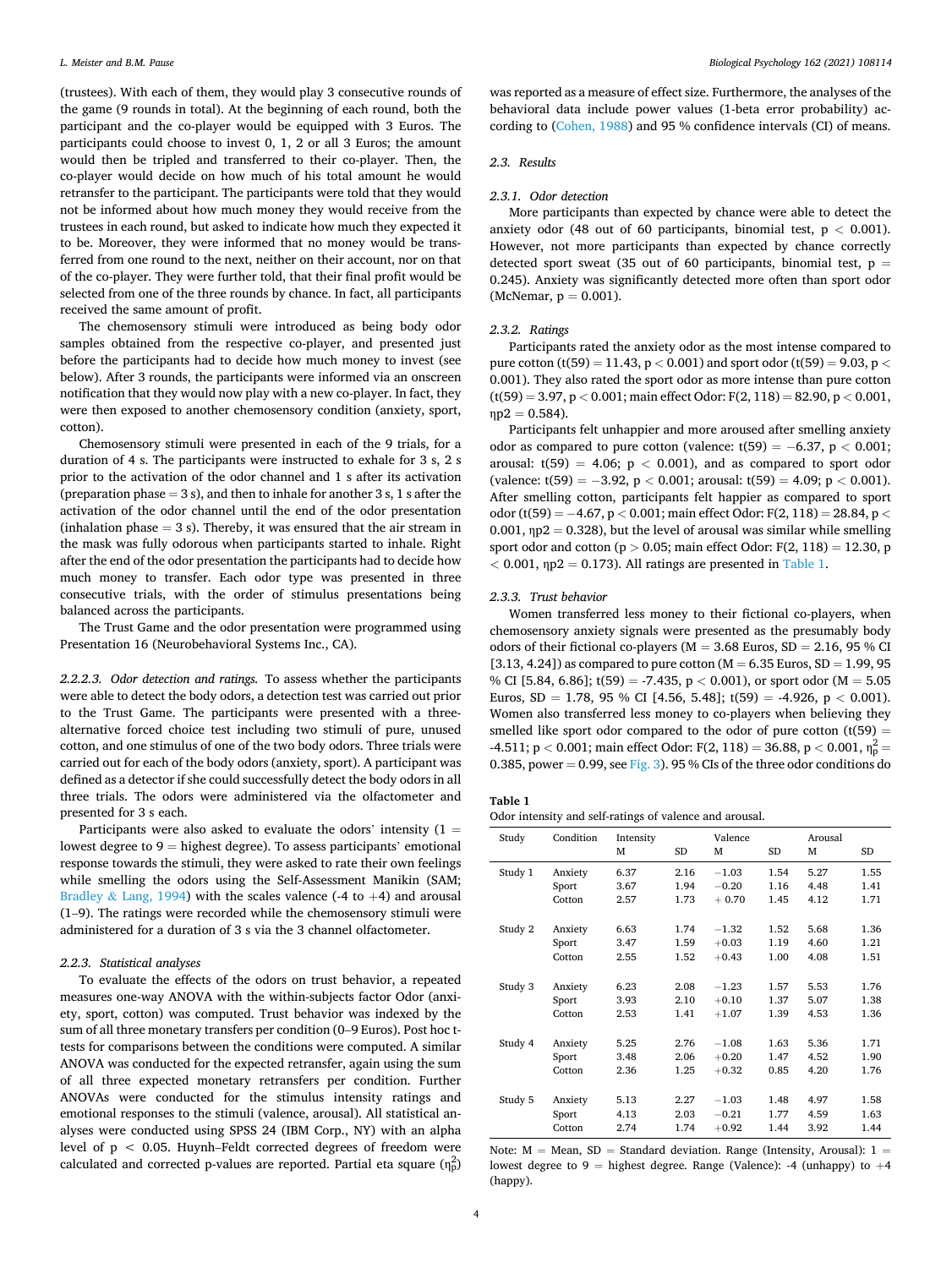(trustees). With each of them, they would play 3 consecutive rounds of the game (9 rounds in total). At the beginning of each round, both the participant and the co-player would be equipped with 3 Euros. The participants could choose to invest 0, 1, 2 or all 3 Euros; the amount would then be tripled and transferred to their co-player. Then, the co-player would decide on how much of his total amount he would retransfer to the participant. The participants were told that they would not be informed about how much money they would receive from the trustees in each round, but asked to indicate how much they expected it to be. Moreover, they were informed that no money would be transferred from one round to the next, neither on their account, nor on that of the co-player. They were further told, that their final profit would be selected from one of the three rounds by chance. In fact, all participants received the same amount of profit.

The chemosensory stimuli were introduced as being body odor samples obtained from the respective co-player, and presented just before the participants had to decide how much money to invest (see below). After 3 rounds, the participants were informed via an onscreen notification that they would now play with a new co-player. In fact, they were then exposed to another chemosensory condition (anxiety, sport, cotton).

Chemosensory stimuli were presented in each of the 9 trials, for a duration of 4 s. The participants were instructed to exhale for 3 s, 2 s prior to the activation of the odor channel and 1 s after its activation (preparation phase = 3 s), and then to inhale for another 3 s, 1 s after the activation of the odor channel until the end of the odor presentation (inhalation phase = 3 s). Thereby, it was ensured that the air stream in the mask was fully odorous when participants started to inhale. Right after the end of the odor presentation the participants had to decide how much money to transfer. Each odor type was presented in three consecutive trials, with the order of stimulus presentations being balanced across the participants.

The Trust Game and the odor presentation were programmed using Presentation 16 (Neurobehavioral Systems Inc., CA).

*2.2.2.3. Odor detection and ratings.* To assess whether the participants were able to detect the body odors, a detection test was carried out prior to the Trust Game. The participants were presented with a three-alternative forced choice test including two stimuli of pure, unused cotton, and one stimulus of one of the two body odors. Three trials were carried out for each of the body odors (anxiety, sport). A participant was defined as a detector if she could successfully detect the body odors in all three trials. The odors were administered via the olfactometer and presented for 3 s each.

Participants were also asked to evaluate the odors' intensity (1 = lowest degree to 9 = highest degree). To assess participants' emotional response towards the stimuli, they were asked to rate their own feelings while smelling the odors using the Self-Assessment Manikin (SAM; Bradley & Lang, 1994) with the scales valence (-4 to +4) and arousal (1–9). The ratings were recorded while the chemosensory stimuli were administered for a duration of 3 s via the 3 channel olfactometer.

### 2.2.3. Statistical analyses

To evaluate the effects of the odors on trust behavior, a repeated measures one-way ANOVA with the within-subjects factor Odor (anxiety, sport, cotton) was computed. Trust behavior was indexed by the sum of all three monetary transfers per condition (0–9 Euros). Post hoc t-tests for comparisons between the conditions were computed. A similar ANOVA was conducted for the expected retransfer, again using the sum of all three expected monetary retransfers per condition. Further ANOVAs were conducted for the stimulus intensity ratings and emotional responses to the stimuli (valence, arousal). All statistical analyses were conducted using SPSS 24 (IBM Corp., NY) with an alpha level of $p < 0.05$. Huynh–Feldt corrected degrees of freedom were calculated and corrected p-values are reported. Partial eta square ($\eta_p^2$) was reported as a measure of effect size. Furthermore, the analyses of the behavioral data include power values (1-beta error probability) according to (Cohen, 1988) and 95 % confidence intervals (CI) of means.

## 2.3. Results

### 2.3.1. Odor detection

More participants than expected by chance were able to detect the anxiety odor (48 out of 60 participants, binomial test, $p < 0.001$). However, not more participants than expected by chance correctly detected sport sweat (35 out of 60 participants, binomial test, $p = 0.245$). Anxiety was significantly detected more often than sport odor (McNemar, $p = 0.001$).

### 2.3.2. Ratings

Participants rated the anxiety odor as the most intense compared to pure cotton ($t(59) = 11.43$, $p < 0.001$) and sport odor ($t(59) = 9.03$, $p < 0.001$). They also rated the sport odor as more intense than pure cotton ($t(59) = 3.97$, $p < 0.001$; main effect Odor: $F(2, 118) = 82.90$, $p < 0.001$, $\eta p2 = 0.584$).

Participants felt unhappier and more aroused after smelling anxiety odor as compared to pure cotton (valence: $t(59) = -6.37$, $p < 0.001$; arousal: $t(59) = 4.06$; $p < 0.001$), and as compared to sport odor (valence: $t(59) = -3.92$, $p < 0.001$; arousal: $t(59) = 4.09$; $p < 0.001$). After smelling cotton, participants felt happier as compared to sport odor ($t(59) = -4.67$, $p < 0.001$; main effect Odor: $F(2, 118) = 28.84$, $p < 0.001$, $\eta p2 = 0.328$), but the level of arousal was similar while smelling sport odor and cotton ($p > 0.05$; main effect Odor: $F(2, 118) = 12.30$, $p < 0.001$, $\eta p2 = 0.173$). All ratings are presented in Table 1.

### 2.3.3. Trust behavior

Women transferred less money to their fictional co-players, when chemosensory anxiety signals were presented as the presumably body odors of their fictional co-players (M = 3.68 Euros, SD = 2.16, 95 % CI [3.13, 4.24]) as compared to pure cotton (M = 6.35 Euros, SD = 1.99, 95 % CI [5.84, 6.86]; $t(59) = -7.435$, $p < 0.001$), or sport odor (M = 5.05 Euros, SD = 1.78, 95 % CI [4.56, 5.48]; $t(59) = -4.926$, $p < 0.001$). Women also transferred less money to co-players when believing they smelled like sport odor compared to the odor of pure cotton ($t(59) = -4.511$; $p < 0.001$; main effect Odor: $F(2, 118) = 36.88$, $p < 0.001$, $\eta_p^2 = 0.385$, power = 0.99, see Fig. 3). 95 % CIs of the three odor conditions do

**Table 1**
Odor intensity and self-ratings of valence and arousal.

| Study | Condition | Intensity | | Valence | | Arousal | |
|---|---|---|---|---|---|---|---|
| | | M | SD | M | SD | M | SD |
| Study 1 | Anxiety | 6.37 | 2.16 | −1.03 | 1.54 | 5.27 | 1.55 |
| | Sport | 3.67 | 1.94 | −0.20 | 1.16 | 4.48 | 1.41 |
| | Cotton | 2.57 | 1.73 | + 0.70 | 1.45 | 4.12 | 1.71 |
| Study 2 | Anxiety | 6.63 | 1.74 | −1.32 | 1.52 | 5.68 | 1.36 |
| | Sport | 3.47 | 1.59 | +0.03 | 1.19 | 4.60 | 1.21 |
| | Cotton | 2.55 | 1.52 | +0.43 | 1.00 | 4.08 | 1.51 |
| Study 3 | Anxiety | 6.23 | 2.08 | −1.23 | 1.57 | 5.53 | 1.76 |
| | Sport | 3.93 | 2.10 | +0.10 | 1.37 | 5.07 | 1.38 |
| | Cotton | 2.53 | 1.41 | +1.07 | 1.39 | 4.53 | 1.36 |
| Study 4 | Anxiety | 5.25 | 2.76 | −1.08 | 1.63 | 5.36 | 1.71 |
| | Sport | 3.48 | 2.06 | +0.20 | 1.47 | 4.52 | 1.90 |
| | Cotton | 2.36 | 1.25 | +0.32 | 0.85 | 4.20 | 1.76 |
| Study 5 | Anxiety | 5.13 | 2.27 | −1.03 | 1.48 | 4.97 | 1.58 |
| | Sport | 4.13 | 2.03 | −0.21 | 1.77 | 4.59 | 1.63 |
| | Cotton | 2.74 | 1.74 | +0.92 | 1.44 | 3.92 | 1.44 |

Note: M = Mean, SD = Standard deviation. Range (Intensity, Arousal): 1 = lowest degree to 9 = highest degree. Range (Valence): -4 (unhappy) to +4 (happy).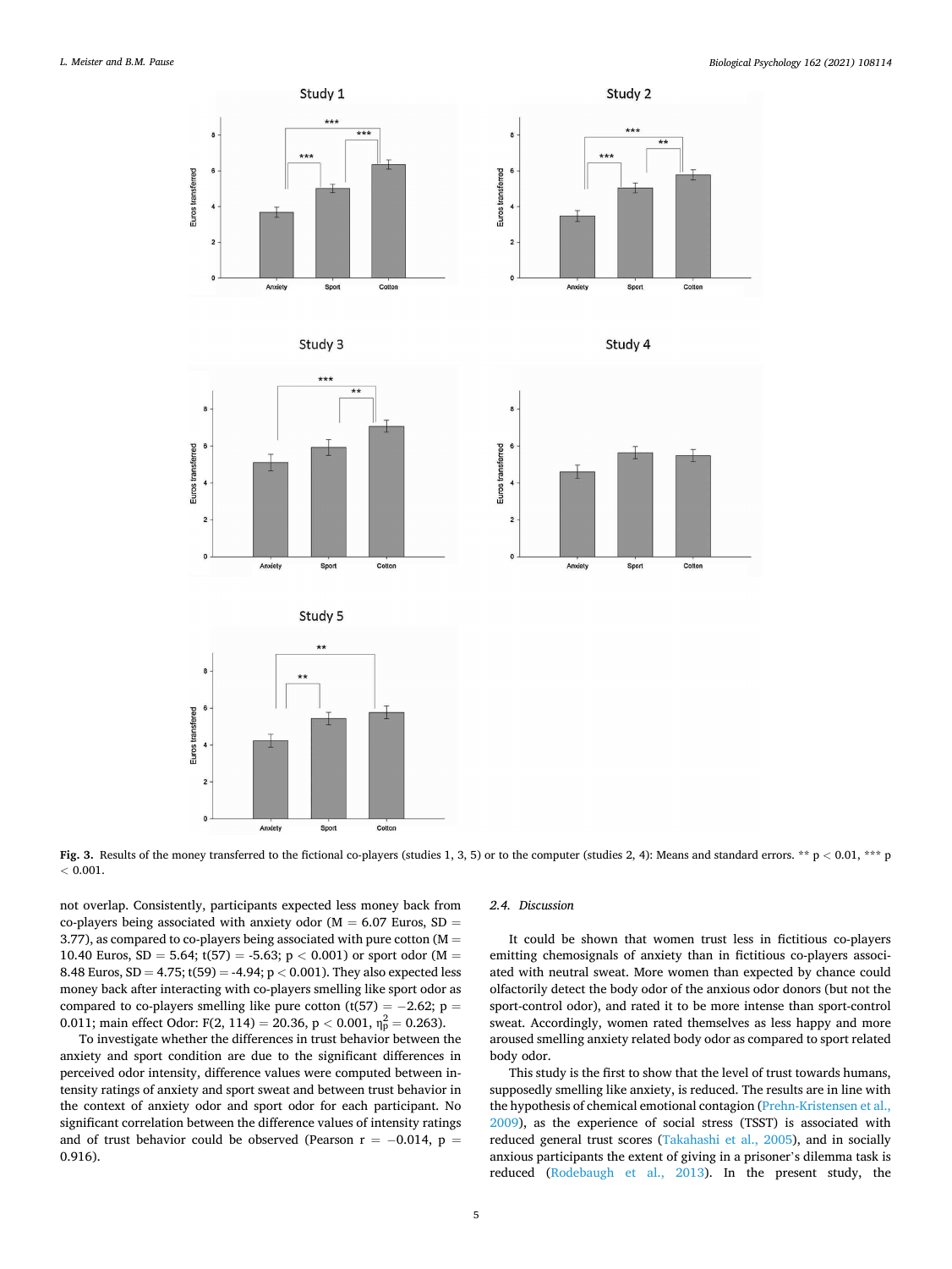**Fig. 3.** Results of the money transferred to the fictional co-players (studies 1, 3, 5) or to the computer (studies 2, 4): Means and standard errors. ** p < 0.01, *** p < 0.001.

not overlap. Consistently, participants expected less money back from co-players being associated with anxiety odor (M = 6.07 Euros, SD = 3.77), as compared to co-players being associated with pure cotton (M = 10.40 Euros, SD = 5.64; t(57) = -5.63; p < 0.001) or sport odor (M = 8.48 Euros, SD = 4.75; t(59) = -4.94; p < 0.001). They also expected less money back after interacting with co-players smelling like sport odor as compared to co-players smelling like pure cotton (t(57) = −2.62; p = 0.011; main effect Odor: F(2, 114) = 20.36, p < 0.001, $\eta_p^2 = 0.263$).

To investigate whether the differences in trust behavior between the anxiety and sport condition are due to the significant differences in perceived odor intensity, difference values were computed between intensity ratings of anxiety and sport sweat and between trust behavior in the context of anxiety odor and sport odor for each participant. No significant correlation between the difference values of intensity ratings and of trust behavior could be observed (Pearson r = −0.014, p = 0.916).

### 2.4. Discussion

It could be shown that women trust less in fictitious co-players emitting chemosignals of anxiety than in fictitious co-players associated with neutral sweat. More women than expected by chance could olfactorily detect the body odor of the anxious odor donors (but not the sport-control odor), and rated it to be more intense than sport-control sweat. Accordingly, women rated themselves as less happy and more aroused smelling anxiety related body odor as compared to sport related body odor.

This study is the first to show that the level of trust towards humans, supposedly smelling like anxiety, is reduced. The results are in line with the hypothesis of chemical emotional contagion (Prehn-Kristensen et al., 2009), as the experience of social stress (TSST) is associated with reduced general trust scores (Takahashi et al., 2005), and in socially anxious participants the extent of giving in a prisoner's dilemma task is reduced (Rodebaugh et al., 2013). In the present study, the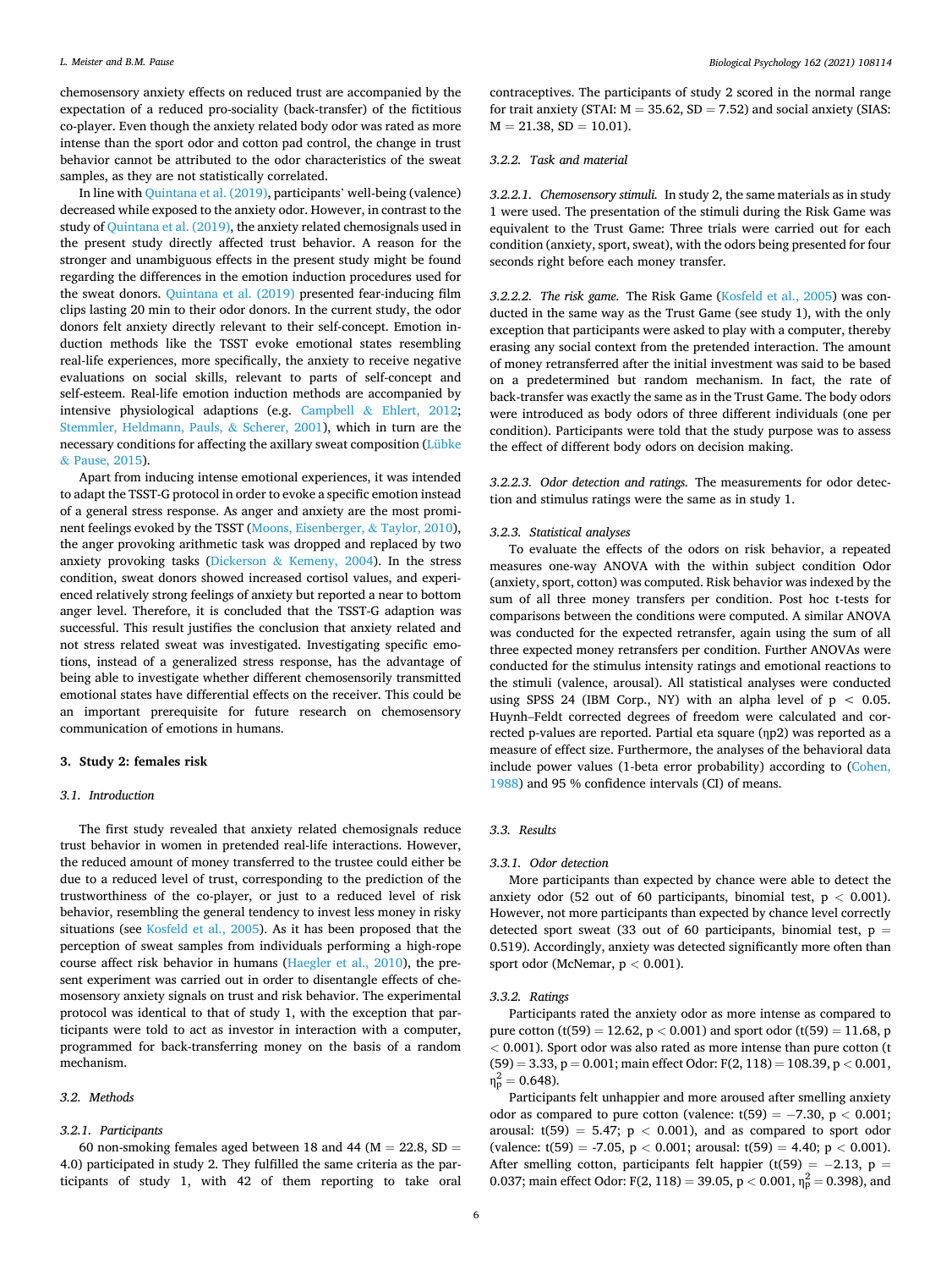chemosensory anxiety effects on reduced trust are accompanied by the expectation of a reduced pro-sociality (back-transfer) of the fictitious co-player. Even though the anxiety related body odor was rated as more intense than the sport odor and cotton pad control, the change in trust behavior cannot be attributed to the odor characteristics of the sweat samples, as they are not statistically correlated.

In line with Quintana et al. (2019), participants' well-being (valence) decreased while exposed to the anxiety odor. However, in contrast to the study of Quintana et al. (2019), the anxiety related chemosignals used in the present study directly affected trust behavior. A reason for the stronger and unambiguous effects in the present study might be found regarding the differences in the emotion induction procedures used for the sweat donors. Quintana et al. (2019) presented fear-inducing film clips lasting 20 min to their odor donors. In the current study, the odor donors felt anxiety directly relevant to their self-concept. Emotion induction methods like the TSST evoke emotional states resembling real-life experiences, more specifically, the anxiety to receive negative evaluations on social skills, relevant to parts of self-concept and self-esteem. Real-life emotion induction methods are accompanied by intensive physiological adaptions (e.g. Campbell & Ehlert, 2012; Stemmler, Heldmann, Pauls, & Scherer, 2001), which in turn are the necessary conditions for affecting the axillary sweat composition (Lübke & Pause, 2015).

Apart from inducing intense emotional experiences, it was intended to adapt the TSST-G protocol in order to evoke a specific emotion instead of a general stress response. As anger and anxiety are the most prominent feelings evoked by the TSST (Moons, Eisenberger, & Taylor, 2010), the anger provoking arithmetic task was dropped and replaced by two anxiety provoking tasks (Dickerson & Kemeny, 2004). In the stress condition, sweat donors showed increased cortisol values, and experienced relatively strong feelings of anxiety but reported a near to bottom anger level. Therefore, it is concluded that the TSST-G adaption was successful. This result justifies the conclusion that anxiety related and not stress related sweat was investigated. Investigating specific emotions, instead of a generalized stress response, has the advantage of being able to investigate whether different chemosensorily transmitted emotional states have differential effects on the receiver. This could be an important prerequisite for future research on chemosensory communication of emotions in humans.

## 3. Study 2: females risk

### 3.1. Introduction

The first study revealed that anxiety related chemosignals reduce trust behavior in women in pretended real-life interactions. However, the reduced amount of money transferred to the trustee could either be due to a reduced level of trust, corresponding to the prediction of the trustworthiness of the co-player, or just to a reduced level of risk behavior, resembling the general tendency to invest less money in risky situations (see Kosfeld et al., 2005). As it has been proposed that the perception of sweat samples from individuals performing a high-rope course affect risk behavior in humans (Haegler et al., 2010), the present experiment was carried out in order to disentangle effects of chemosensory anxiety signals on trust and risk behavior. The experimental protocol was identical to that of study 1, with the exception that participants were told to act as investor in interaction with a computer, programmed for back-transferring money on the basis of a random mechanism.

### 3.2. Methods

#### 3.2.1. Participants

60 non-smoking females aged between 18 and 44 (M = 22.8, SD = 4.0) participated in study 2. They fulfilled the same criteria as the participants of study 1, with 42 of them reporting to take oral contraceptives. The participants of study 2 scored in the normal range for trait anxiety (STAI: M = 35.62, SD = 7.52) and social anxiety (SIAS: M = 21.38, SD = 10.01).

#### 3.2.2. Task and material

*3.2.2.1. Chemosensory stimuli.* In study 2, the same materials as in study 1 were used. The presentation of the stimuli during the Risk Game was equivalent to the Trust Game: Three trials were carried out for each condition (anxiety, sport, sweat), with the odors being presented for four seconds right before each money transfer.

*3.2.2.2. The risk game.* The Risk Game (Kosfeld et al., 2005) was conducted in the same way as the Trust Game (see study 1), with the only exception that participants were asked to play with a computer, thereby erasing any social context from the pretended interaction. The amount of money retransferred after the initial investment was said to be based on a predetermined but random mechanism. In fact, the rate of back-transfer was exactly the same as in the Trust Game. The body odors were introduced as body odors of three different individuals (one per condition). Participants were told that the study purpose was to assess the effect of different body odors on decision making.

*3.2.2.3. Odor detection and ratings.* The measurements for odor detection and stimulus ratings were the same as in study 1.

#### 3.2.3. Statistical analyses

To evaluate the effects of the odors on risk behavior, a repeated measures one-way ANOVA with the within subject condition Odor (anxiety, sport, cotton) was computed. Risk behavior was indexed by the sum of all three money transfers per condition. Post hoc t-tests for comparisons between the conditions were computed. A similar ANOVA was conducted for the expected retransfer, again using the sum of all three expected money retransfers per condition. Further ANOVAs were conducted for the stimulus intensity ratings and emotional reactions to the stimuli (valence, arousal). All statistical analyses were conducted using SPSS 24 (IBM Corp., NY) with an alpha level of $p < 0.05$. Huynh–Feldt corrected degrees of freedom were calculated and corrected p-values are reported. Partial eta square ($\eta p2$) was reported as a measure of effect size. Furthermore, the analyses of the behavioral data include power values (1-beta error probability) according to (Cohen, 1988) and 95 % confidence intervals (CI) of means.

### 3.3. Results

#### 3.3.1. Odor detection

More participants than expected by chance were able to detect the anxiety odor (52 out of 60 participants, binomial test, $p < 0.001$). However, not more participants than expected by chance level correctly detected sport sweat (33 out of 60 participants, binomial test, $p = 0.519$). Accordingly, anxiety was detected significantly more often than sport odor (McNemar, $p < 0.001$).

#### 3.3.2. Ratings

Participants rated the anxiety odor as more intense as compared to pure cotton ($t(59) = 12.62$, $p < 0.001$) and sport odor ($t(59) = 11.68$, $p < 0.001$). Sport odor was also rated as more intense than pure cotton ($t(59) = 3.33$, $p = 0.001$; main effect Odor: $F(2, 118) = 108.39$, $p < 0.001$, $\eta_p^2 = 0.648$).

Participants felt unhappier and more aroused after smelling anxiety odor as compared to pure cotton (valence: $t(59) = -7.30$, $p < 0.001$; arousal: $t(59) = 5.47$; $p < 0.001$), and as compared to sport odor (valence: $t(59) = -7.05$, $p < 0.001$; arousal: $t(59) = 4.40$; $p < 0.001$). After smelling cotton, participants felt happier ($t(59) = -2.13$, $p = 0.037$; main effect Odor: $F(2, 118) = 39.05$, $p < 0.001$, $\eta_p^2 = 0.398$), and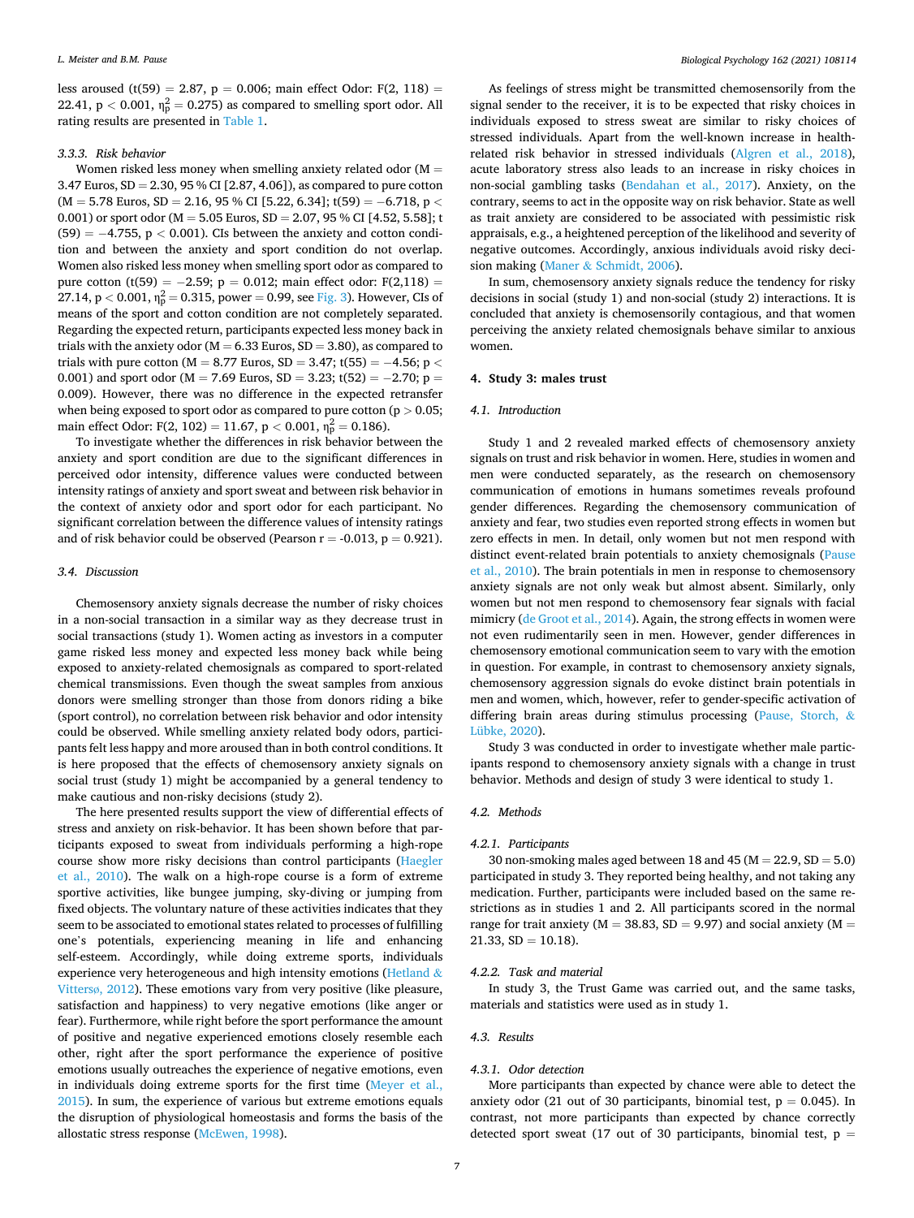less aroused (t(59) = 2.87, p = 0.006; main effect Odor: F(2, 118) = 22.41, p < 0.001, $\eta_p^2 = 0.275$) as compared to smelling sport odor. All rating results are presented in Table 1.

#### 3.3.3. Risk behavior

Women risked less money when smelling anxiety related odor (M = 3.47 Euros, SD = 2.30, 95 % CI [2.87, 4.06]), as compared to pure cotton (M = 5.78 Euros, SD = 2.16, 95 % CI [5.22, 6.34]; t(59) = −6.718, p < 0.001) or sport odor (M = 5.05 Euros, SD = 2.07, 95 % CI [4.52, 5.58]; t (59) = −4.755, p < 0.001). CIs between the anxiety and cotton condition and between the anxiety and sport condition do not overlap. Women also risked less money when smelling sport odor as compared to pure cotton (t(59) = −2.59; p = 0.012; main effect odor: F(2,118) = 27.14, p < 0.001, $\eta_p^2 = 0.315$, power = 0.99, see Fig. 3). However, CIs of means of the sport and cotton condition are not completely separated. Regarding the expected return, participants expected less money back in trials with the anxiety odor (M = 6.33 Euros, SD = 3.80), as compared to trials with pure cotton (M = 8.77 Euros, SD = 3.47; t(55) = −4.56; p < 0.001) and sport odor (M = 7.69 Euros, SD = 3.23; t(52) = −2.70; p = 0.009). However, there was no difference in the expected retransfer when being exposed to sport odor as compared to pure cotton (p > 0.05; main effect Odor: F(2, 102) = 11.67, p < 0.001, $\eta_p^2 = 0.186$).

To investigate whether the differences in risk behavior between the anxiety and sport condition are due to the significant differences in perceived odor intensity, difference values were conducted between intensity ratings of anxiety and sport sweat and between risk behavior in the context of anxiety odor and sport odor for each participant. No significant correlation between the difference values of intensity ratings and of risk behavior could be observed (Pearson r = -0.013, p = 0.921).

### 3.4. Discussion

Chemosensory anxiety signals decrease the number of risky choices in a non-social transaction in a similar way as they decrease trust in social transactions (study 1). Women acting as investors in a computer game risked less money and expected less money back while being exposed to anxiety-related chemosignals as compared to sport-related chemical transmissions. Even though the sweat samples from anxious donors were smelling stronger than those from donors riding a bike (sport control), no correlation between risk behavior and odor intensity could be observed. While smelling anxiety related body odors, participants felt less happy and more aroused than in both control conditions. It is here proposed that the effects of chemosensory anxiety signals on social trust (study 1) might be accompanied by a general tendency to make cautious and non-risky decisions (study 2).

The here presented results support the view of differential effects of stress and anxiety on risk-behavior. It has been shown before that participants exposed to sweat from individuals performing a high-rope course show more risky decisions than control participants (Haegler et al., 2010). The walk on a high-rope course is a form of extreme sportive activities, like bungee jumping, sky-diving or jumping from fixed objects. The voluntary nature of these activities indicates that they seem to be associated to emotional states related to processes of fulfilling one's potentials, experiencing meaning in life and enhancing self-esteem. Accordingly, while doing extreme sports, individuals experience very heterogeneous and high intensity emotions (Hetland & Vittersø, 2012). These emotions vary from very positive (like pleasure, satisfaction and happiness) to very negative emotions (like anger or fear). Furthermore, while right before the sport performance the amount of positive and negative experienced emotions closely resemble each other, right after the sport performance the experience of positive emotions usually outreaches the experience of negative emotions, even in individuals doing extreme sports for the first time (Meyer et al., 2015). In sum, the experience of various but extreme emotions equals the disruption of physiological homeostasis and forms the basis of the allostatic stress response (McEwen, 1998).

As feelings of stress might be transmitted chemosensorily from the signal sender to the receiver, it is to be expected that risky choices in individuals exposed to stress sweat are similar to risky choices of stressed individuals. Apart from the well-known increase in health-related risk behavior in stressed individuals (Algren et al., 2018), acute laboratory stress also leads to an increase in risky choices in non-social gambling tasks (Bendahan et al., 2017). Anxiety, on the contrary, seems to act in the opposite way on risk behavior. State as well as trait anxiety are considered to be associated with pessimistic risk appraisals, e.g., a heightened perception of the likelihood and severity of negative outcomes. Accordingly, anxious individuals avoid risky decision making (Maner & Schmidt, 2006).

In sum, chemosensory anxiety signals reduce the tendency for risky decisions in social (study 1) and non-social (study 2) interactions. It is concluded that anxiety is chemosensorily contagious, and that women perceiving the anxiety related chemosignals behave similar to anxious women.

## 4. Study 3: males trust

### 4.1. Introduction

Study 1 and 2 revealed marked effects of chemosensory anxiety signals on trust and risk behavior in women. Here, studies in women and men were conducted separately, as the research on chemosensory communication of emotions in humans sometimes reveals profound gender differences. Regarding the chemosensory communication of anxiety and fear, two studies even reported strong effects in women but zero effects in men. In detail, only women but not men respond with distinct event-related brain potentials to anxiety chemosignals (Pause et al., 2010). The brain potentials in men in response to chemosensory anxiety signals are not only weak but almost absent. Similarly, only women but not men respond to chemosensory fear signals with facial mimicry (de Groot et al., 2014). Again, the strong effects in women were not even rudimentarily seen in men. However, gender differences in chemosensory emotional communication seem to vary with the emotion in question. For example, in contrast to chemosensory anxiety signals, chemosensory aggression signals do evoke distinct brain potentials in men and women, which, however, refer to gender-specific activation of differing brain areas during stimulus processing (Pause, Storch, & Lübke, 2020).

Study 3 was conducted in order to investigate whether male participants respond to chemosensory anxiety signals with a change in trust behavior. Methods and design of study 3 were identical to study 1.

### 4.2. Methods

#### 4.2.1. Participants

30 non-smoking males aged between 18 and 45 (M = 22.9, SD = 5.0) participated in study 3. They reported being healthy, and not taking any medication. Further, participants were included based on the same restrictions as in studies 1 and 2. All participants scored in the normal range for trait anxiety (M = 38.83, SD = 9.97) and social anxiety (M = 21.33, SD = 10.18).

#### 4.2.2. Task and material

In study 3, the Trust Game was carried out, and the same tasks, materials and statistics were used as in study 1.

### 4.3. Results

#### 4.3.1. Odor detection

More participants than expected by chance were able to detect the anxiety odor (21 out of 30 participants, binomial test, p = 0.045). In contrast, not more participants than expected by chance correctly detected sport sweat (17 out of 30 participants, binomial test, p =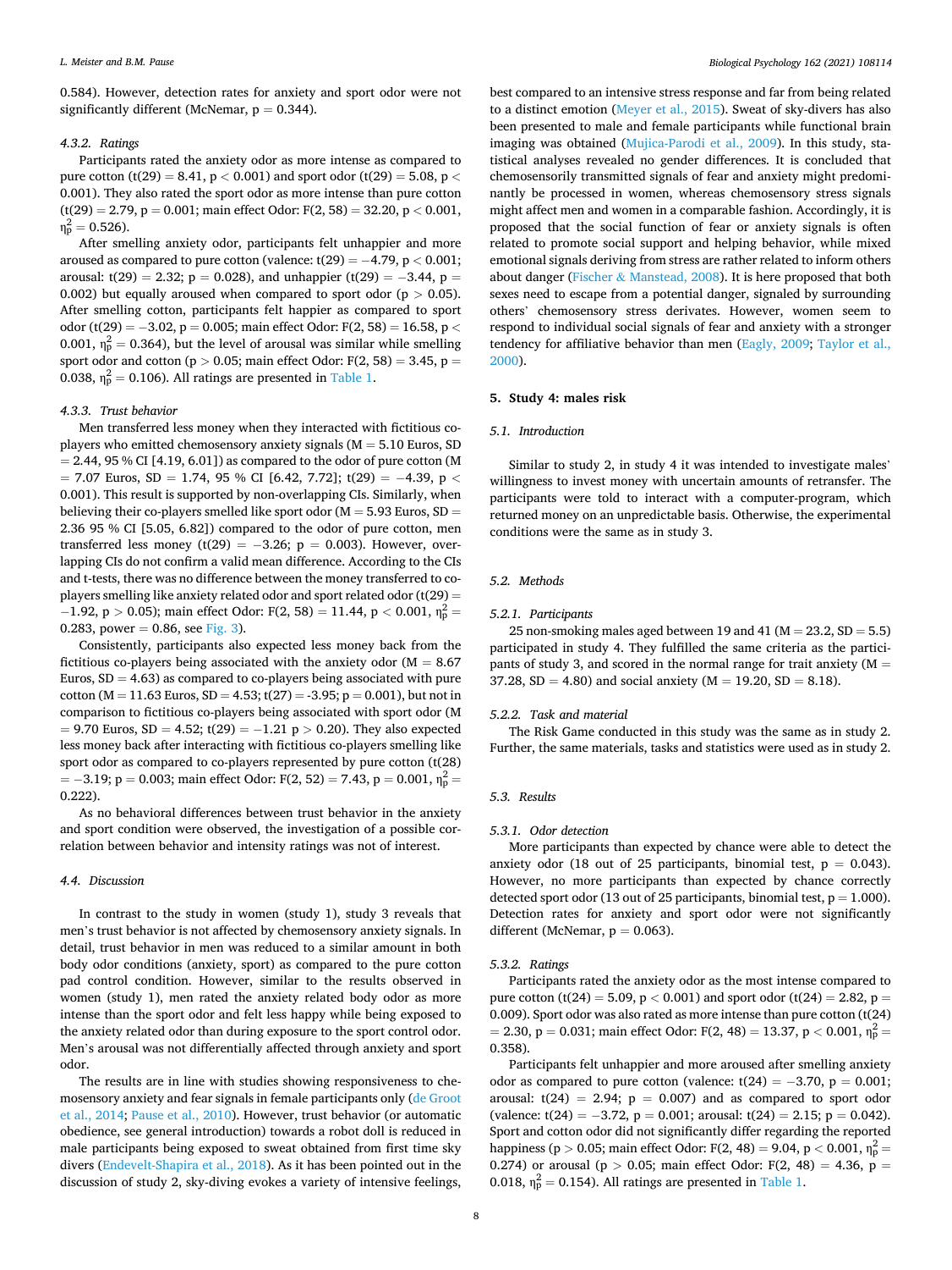0.584). However, detection rates for anxiety and sport odor were not significantly different (McNemar, $p = 0.344$).

#### 4.3.2. Ratings

Participants rated the anxiety odor as more intense as compared to pure cotton ($t(29) = 8.41$, $p < 0.001$) and sport odor ($t(29) = 5.08$, $p < 0.001$). They also rated the sport odor as more intense than pure cotton ($t(29) = 2.79$, $p = 0.001$; main effect Odor: $F(2, 58) = 32.20$, $p < 0.001$, $\eta_p^2 = 0.526$).

After smelling anxiety odor, participants felt unhappier and more aroused as compared to pure cotton (valence: $t(29) = -4.79$, $p < 0.001$; arousal: $t(29) = 2.32$; $p = 0.028$), and unhappier ($t(29) = -3.44$, $p = 0.002$) but equally aroused when compared to sport odor ($p > 0.05$). After smelling cotton, participants felt happier as compared to sport odor ($t(29) = -3.02$, $p = 0.005$; main effect Odor: $F(2, 58) = 16.58$, $p < 0.001$, $\eta_p^2 = 0.364$), but the level of arousal was similar while smelling sport odor and cotton ($p > 0.05$; main effect Odor: $F(2, 58) = 3.45$, $p = 0.038$, $\eta_p^2 = 0.106$). All ratings are presented in Table 1.

#### 4.3.3. Trust behavior

Men transferred less money when they interacted with fictitious co-players who emitted chemosensory anxiety signals ($M = 5.10$ Euros, $SD = 2.44$, 95 % CI [4.19, 6.01]) as compared to the odor of pure cotton ($M = 7.07$ Euros, $SD = 1.74$, 95 % CI [6.42, 7.72]; $t(29) = -4.39$, $p < 0.001$). This result is supported by non-overlapping CIs. Similarly, when believing their co-players smelled like sport odor ($M = 5.93$ Euros, $SD = 2.36$ 95 % CI [5.05, 6.82]) compared to the odor of pure cotton, men transferred less money ($t(29) = -3.26$; $p = 0.003$). However, overlapping CIs do not confirm a valid mean difference. According to the CIs and t-tests, there was no difference between the money transferred to co-players smelling like anxiety related odor and sport related odor ($t(29) = -1.92$, $p > 0.05$); main effect Odor: $F(2, 58) = 11.44$, $p < 0.001$, $\eta_p^2 = 0.283$, power = 0.86, see Fig. 3).

Consistently, participants also expected less money back from the fictitious co-players being associated with the anxiety odor ($M = 8.67$ Euros, $SD = 4.63$) as compared to co-players being associated with pure cotton ($M = 11.63$ Euros, $SD = 4.53$; $t(27) = -3.95$; $p = 0.001$), but not in comparison to fictitious co-players being associated with sport odor ($M = 9.70$ Euros, $SD = 4.52$; $t(29) = -1.21$ $p > 0.20$). They also expected less money back after interacting with fictitious co-players smelling like sport odor as compared to co-players represented by pure cotton ($t(28) = -3.19$; $p = 0.003$; main effect Odor: $F(2, 52) = 7.43$, $p = 0.001$, $\eta_p^2 = 0.222$).

As no behavioral differences between trust behavior in the anxiety and sport condition were observed, the investigation of a possible correlation between behavior and intensity ratings was not of interest.

### 4.4. Discussion

In contrast to the study in women (study 1), study 3 reveals that men's trust behavior is not affected by chemosensory anxiety signals. In detail, trust behavior in men was reduced to a similar amount in both body odor conditions (anxiety, sport) as compared to the pure cotton pad control condition. However, similar to the results observed in women (study 1), men rated the anxiety related body odor as more intense than the sport odor and felt less happy while being exposed to the anxiety related odor than during exposure to the sport control odor. Men's arousal was not differentially affected through anxiety and sport odor.

The results are in line with studies showing responsiveness to chemosensory anxiety and fear signals in female participants only (de Groot et al., 2014; Pause et al., 2010). However, trust behavior (or automatic obedience, see general introduction) towards a robot doll is reduced in male participants being exposed to sweat obtained from first time sky divers (Endevelt-Shapira et al., 2018). As it has been pointed out in the discussion of study 2, sky-diving evokes a variety of intensive feelings, best compared to an intensive stress response and far from being related to a distinct emotion (Meyer et al., 2015). Sweat of sky-divers has also been presented to male and female participants while functional brain imaging was obtained (Mujica-Parodi et al., 2009). In this study, statistical analyses revealed no gender differences. It is concluded that chemosensorily transmitted signals of fear and anxiety might predominantly be processed in women, whereas chemosensory stress signals might affect men and women in a comparable fashion. Accordingly, it is proposed that the social function of fear or anxiety signals is often related to promote social support and helping behavior, while mixed emotional signals deriving from stress are rather related to inform others about danger (Fischer & Manstead, 2008). It is here proposed that both sexes need to escape from a potential danger, signaled by surrounding others' chemosensory stress derivates. However, women seem to respond to individual social signals of fear and anxiety with a stronger tendency for affiliative behavior than men (Eagly, 2009; Taylor et al., 2000).

## 5. Study 4: males risk

### 5.1. Introduction

Similar to study 2, in study 4 it was intended to investigate males' willingness to invest money with uncertain amounts of retransfer. The participants were told to interact with a computer-program, which returned money on an unpredictable basis. Otherwise, the experimental conditions were the same as in study 3.

### 5.2. Methods

#### 5.2.1. Participants

25 non-smoking males aged between 19 and 41 ($M = 23.2$, $SD = 5.5$) participated in study 4. They fulfilled the same criteria as the participants of study 3, and scored in the normal range for trait anxiety ($M = 37.28$, $SD = 4.80$) and social anxiety ($M = 19.20$, $SD = 8.18$).

#### 5.2.2. Task and material

The Risk Game conducted in this study was the same as in study 2. Further, the same materials, tasks and statistics were used as in study 2.

### 5.3. Results

#### 5.3.1. Odor detection

More participants than expected by chance were able to detect the anxiety odor (18 out of 25 participants, binomial test, $p = 0.043$). However, no more participants than expected by chance correctly detected sport odor (13 out of 25 participants, binomial test, $p = 1.000$). Detection rates for anxiety and sport odor were not significantly different (McNemar, $p = 0.063$).

#### 5.3.2. Ratings

Participants rated the anxiety odor as the most intense compared to pure cotton ($t(24) = 5.09$, $p < 0.001$) and sport odor ($t(24) = 2.82$, $p = 0.009$). Sport odor was also rated as more intense than pure cotton ($t(24) = 2.30$, $p = 0.031$; main effect Odor: $F(2, 48) = 13.37$, $p < 0.001$, $\eta_p^2 = 0.358$).

Participants felt unhappier and more aroused after smelling anxiety odor as compared to pure cotton (valence: $t(24) = -3.70$, $p = 0.001$; arousal: $t(24) = 2.94$; $p = 0.007$) and as compared to sport odor (valence: $t(24) = -3.72$, $p = 0.001$; arousal: $t(24) = 2.15$; $p = 0.042$). Sport and cotton odor did not significantly differ regarding the reported happiness ($p > 0.05$; main effect Odor: $F(2, 48) = 9.04$, $p < 0.001$, $\eta_p^2 = 0.274$) or arousal ($p > 0.05$; main effect Odor: $F(2, 48) = 4.36$, $p = 0.018$, $\eta_p^2 = 0.154$). All ratings are presented in Table 1.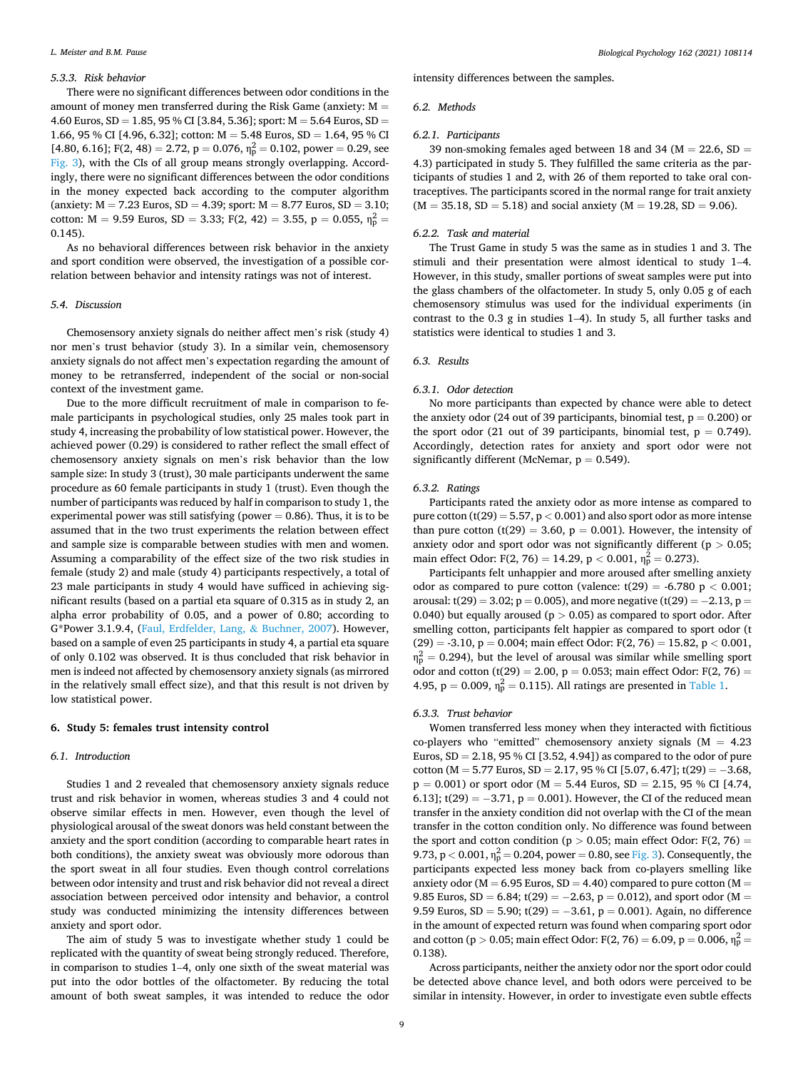### 5.3.3. Risk behavior

There were no significant differences between odor conditions in the amount of money men transferred during the Risk Game (anxiety: M = 4.60 Euros, SD = 1.85, 95 % CI [3.84, 5.36]; sport: M = 5.64 Euros, SD = 1.66, 95 % CI [4.96, 6.32]; cotton: M = 5.48 Euros, SD = 1.64, 95 % CI [4.80, 6.16]; $F(2, 48) = 2.72$, $p = 0.076$, $\eta_p^2 = 0.102$, power = 0.29, see Fig. 3), with the CIs of all group means strongly overlapping. Accordingly, there were no significant differences between the odor conditions in the money expected back according to the computer algorithm (anxiety: M = 7.23 Euros, SD = 4.39; sport: M = 8.77 Euros, SD = 3.10; cotton: M = 9.59 Euros, SD = 3.33; $F(2, 42) = 3.55$, $p = 0.055$, $\eta_p^2 = 0.145$).

As no behavioral differences between risk behavior in the anxiety and sport condition were observed, the investigation of a possible correlation between behavior and intensity ratings was not of interest.

### 5.4. Discussion

Chemosensory anxiety signals do neither affect men's risk (study 4) nor men's trust behavior (study 3). In a similar vein, chemosensory anxiety signals do not affect men's expectation regarding the amount of money to be retransferred, independent of the social or non-social context of the investment game.

Due to the more difficult recruitment of male in comparison to female participants in psychological studies, only 25 males took part in study 4, increasing the probability of low statistical power. However, the achieved power (0.29) is considered to rather reflect the small effect of chemosensory anxiety signals on men's risk behavior than the low sample size: In study 3 (trust), 30 male participants underwent the same procedure as 60 female participants in study 1 (trust). Even though the number of participants was reduced by half in comparison to study 1, the experimental power was still satisfying (power = 0.86). Thus, it is to be assumed that in the two trust experiments the relation between effect and sample size is comparable between studies with men and women. Assuming a comparability of the effect size of the two risk studies in female (study 2) and male (study 4) participants respectively, a total of 23 male participants in study 4 would have sufficed in achieving significant results (based on a partial eta square of 0.315 as in study 2, an alpha error probability of 0.05, and a power of 0.80; according to G*Power 3.1.9.4, (Faul, Erdfelder, Lang, & Buchner, 2007). However, based on a sample of even 25 participants in study 4, a partial eta square of only 0.102 was observed. It is thus concluded that risk behavior in men is indeed not affected by chemosensory anxiety signals (as mirrored in the relatively small effect size), and that this result is not driven by low statistical power.

## 6. Study 5: females trust intensity control

### 6.1. Introduction

Studies 1 and 2 revealed that chemosensory anxiety signals reduce trust and risk behavior in women, whereas studies 3 and 4 could not observe similar effects in men. However, even though the level of physiological arousal of the sweat donors was held constant between the anxiety and the sport condition (according to comparable heart rates in both conditions), the anxiety sweat was obviously more odorous than the sport sweat in all four studies. Even though control correlations between odor intensity and trust and risk behavior did not reveal a direct association between perceived odor intensity and behavior, a control study was conducted minimizing the intensity differences between anxiety and sport odor.

The aim of study 5 was to investigate whether study 1 could be replicated with the quantity of sweat being strongly reduced. Therefore, in comparison to studies 1–4, only one sixth of the sweat material was put into the odor bottles of the olfactometer. By reducing the total amount of both sweat samples, it was intended to reduce the odor intensity differences between the samples.

### 6.2. Methods

#### 6.2.1. Participants

39 non-smoking females aged between 18 and 34 (M = 22.6, SD = 4.3) participated in study 5. They fulfilled the same criteria as the participants of studies 1 and 2, with 26 of them reported to take oral contraceptives. The participants scored in the normal range for trait anxiety (M = 35.18, SD = 5.18) and social anxiety (M = 19.28, SD = 9.06).

#### 6.2.2. Task and material

The Trust Game in study 5 was the same as in studies 1 and 3. The stimuli and their presentation were almost identical to study 1–4. However, in this study, smaller portions of sweat samples were put into the glass chambers of the olfactometer. In study 5, only 0.05 g of each chemosensory stimulus was used for the individual experiments (in contrast to the 0.3 g in studies 1–4). In study 5, all further tasks and statistics were identical to studies 1 and 3.

### 6.3. Results

#### 6.3.1. Odor detection

No more participants than expected by chance were able to detect the anxiety odor (24 out of 39 participants, binomial test, $p = 0.200$) or the sport odor (21 out of 39 participants, binomial test, $p = 0.749$). Accordingly, detection rates for anxiety and sport odor were not significantly different (McNemar, $p = 0.549$).

#### 6.3.2. Ratings

Participants rated the anxiety odor as more intense as compared to pure cotton ($t(29) = 5.57$, $p < 0.001$) and also sport odor as more intense than pure cotton ($t(29) = 3.60$, $p = 0.001$). However, the intensity of anxiety odor and sport odor was not significantly different ($p > 0.05$; main effect Odor: $F(2, 76) = 14.29$, $p < 0.001$, $\eta_p^2 = 0.273$).

Participants felt unhappier and more aroused after smelling anxiety odor as compared to pure cotton (valence: $t(29) = -6.780$ $p < 0.001$; arousal: $t(29) = 3.02$; $p = 0.005$), and more negative ($t(29) = -2.13$, $p = 0.040$) but equally aroused ($p > 0.05$) as compared to sport odor. After smelling cotton, participants felt happier as compared to sport odor ($t(29) = -3.10$, $p = 0.004$; main effect Odor: $F(2, 76) = 15.82$, $p < 0.001$, $\eta_p^2 = 0.294$), but the level of arousal was similar while smelling sport odor and cotton ($t(29) = 2.00$, $p = 0.053$; main effect Odor: $F(2, 76) = 4.95$, $p = 0.009$, $\eta_p^2 = 0.115$). All ratings are presented in Table 1.

#### 6.3.3. Trust behavior

Women transferred less money when they interacted with fictitious co-players who "emitted" chemosensory anxiety signals (M = 4.23 Euros, SD = 2.18, 95 % CI [3.52, 4.94]) as compared to the odor of pure cotton (M = 5.77 Euros, SD = 2.17, 95 % CI [5.07, 6.47]; $t(29) = -3.68$, $p = 0.001$) or sport odor (M = 5.44 Euros, SD = 2.15, 95 % CI [4.74, 6.13]; $t(29) = -3.71$, $p = 0.001$). However, the CI of the reduced mean transfer in the anxiety condition did not overlap with the CI of the mean transfer in the cotton condition only. No difference was found between the sport and cotton condition ($p > 0.05$; main effect Odor: $F(2, 76) = 9.73$, $p < 0.001$, $\eta_p^2 = 0.204$, power = 0.80, see Fig. 3). Consequently, the participants expected less money back from co-players smelling like anxiety odor (M = 6.95 Euros, SD = 4.40) compared to pure cotton (M = 9.85 Euros, SD = 6.84; $t(29) = -2.63$, $p = 0.012$), and sport odor (M = 9.59 Euros, SD = 5.90; $t(29) = -3.61$, $p = 0.001$). Again, no difference in the amount of expected return was found when comparing sport odor and cotton ($p > 0.05$; main effect Odor: $F(2, 76) = 6.09$, $p = 0.006$, $\eta_p^2 = 0.138$).

Across participants, neither the anxiety odor nor the sport odor could be detected above chance level, and both odors were perceived to be similar in intensity. However, in order to investigate even subtle effects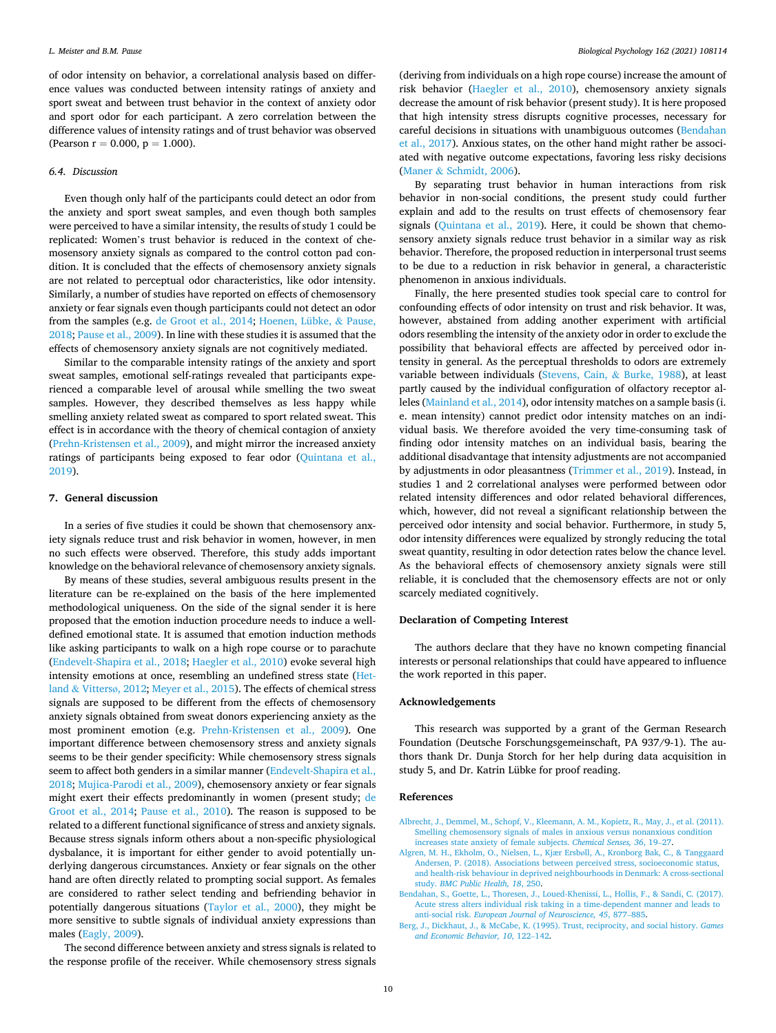of odor intensity on behavior, a correlational analysis based on difference values was conducted between intensity ratings of anxiety and sport sweat and between trust behavior in the context of anxiety odor and sport odor for each participant. A zero correlation between the difference values of intensity ratings and of trust behavior was observed (Pearson r = 0.000, p = 1.000).

### 6.4. Discussion

Even though only half of the participants could detect an odor from the anxiety and sport sweat samples, and even though both samples were perceived to have a similar intensity, the results of study 1 could be replicated: Women's trust behavior is reduced in the context of chemosensory anxiety signals as compared to the control cotton pad condition. It is concluded that the effects of chemosensory anxiety signals are not related to perceptual odor characteristics, like odor intensity. Similarly, a number of studies have reported on effects of chemosensory anxiety or fear signals even though participants could not detect an odor from the samples (e.g. de Groot et al., 2014; Hoenen, Lübke, & Pause, 2018; Pause et al., 2009). In line with these studies it is assumed that the effects of chemosensory anxiety signals are not cognitively mediated.

Similar to the comparable intensity ratings of the anxiety and sport sweat samples, emotional self-ratings revealed that participants experienced a comparable level of arousal while smelling the two sweat samples. However, they described themselves as less happy while smelling anxiety related sweat as compared to sport related sweat. This effect is in accordance with the theory of chemical contagion of anxiety (Prehn-Kristensen et al., 2009), and might mirror the increased anxiety ratings of participants being exposed to fear odor (Quintana et al., 2019).

## 7. General discussion

In a series of five studies it could be shown that chemosensory anxiety signals reduce trust and risk behavior in women, however, in men no such effects were observed. Therefore, this study adds important knowledge on the behavioral relevance of chemosensory anxiety signals.

By means of these studies, several ambiguous results present in the literature can be re-explained on the basis of the here implemented methodological uniqueness. On the side of the signal sender it is here proposed that the emotion induction procedure needs to induce a well-defined emotional state. It is assumed that emotion induction methods like asking participants to walk on a high rope course or to parachute (Endevelt-Shapira et al., 2018; Haegler et al., 2010) evoke several high intensity emotions at once, resembling an undefined stress state (Hetland & Vittersø, 2012; Meyer et al., 2015). The effects of chemical stress signals are supposed to be different from the effects of chemosensory anxiety signals obtained from sweat donors experiencing anxiety as the most prominent emotion (e.g. Prehn-Kristensen et al., 2009). One important difference between chemosensory stress and anxiety signals seems to be their gender specificity: While chemosensory stress signals seem to affect both genders in a similar manner (Endevelt-Shapira et al., 2018; Mujica-Parodi et al., 2009), chemosensory anxiety or fear signals might exert their effects predominantly in women (present study; de Groot et al., 2014; Pause et al., 2010). The reason is supposed to be related to a different functional significance of stress and anxiety signals. Because stress signals inform others about a non-specific physiological dysbalance, it is important for either gender to avoid potentially underlying dangerous circumstances. Anxiety or fear signals on the other hand are often directly related to prompting social support. As females are considered to rather select tending and befriending behavior in potentially dangerous situations (Taylor et al., 2000), they might be more sensitive to subtle signals of individual anxiety expressions than males (Eagly, 2009).

The second difference between anxiety and stress signals is related to the response profile of the receiver. While chemosensory stress signals (deriving from individuals on a high rope course) increase the amount of risk behavior (Haegler et al., 2010), chemosensory anxiety signals decrease the amount of risk behavior (present study). It is here proposed that high intensity stress disrupts cognitive processes, necessary for careful decisions in situations with unambiguous outcomes (Bendahan et al., 2017). Anxious states, on the other hand might rather be associated with negative outcome expectations, favoring less risky decisions (Maner & Schmidt, 2006).

By separating trust behavior in human interactions from risk behavior in non-social conditions, the present study could further explain and add to the results on trust effects of chemosensory fear signals (Quintana et al., 2019). Here, it could be shown that chemosensory anxiety signals reduce trust behavior in a similar way as risk behavior. Therefore, the proposed reduction in interpersonal trust seems to be due to a reduction in risk behavior in general, a characteristic phenomenon in anxious individuals.

Finally, the here presented studies took special care to control for confounding effects of odor intensity on trust and risk behavior. It was, however, abstained from adding another experiment with artificial odors resembling the intensity of the anxiety odor in order to exclude the possibility that behavioral effects are affected by perceived odor intensity in general. As the perceptual thresholds to odors are extremely variable between individuals (Stevens, Cain, & Burke, 1988), at least partly caused by the individual configuration of olfactory receptor alleles (Mainland et al., 2014), odor intensity matches on a sample basis (i.e. mean intensity) cannot predict odor intensity matches on an individual basis. We therefore avoided the very time-consuming task of finding odor intensity matches on an individual basis, bearing the additional disadvantage that intensity adjustments are not accompanied by adjustments in odor pleasantness (Trimmer et al., 2019). Instead, in studies 1 and 2 correlational analyses were performed between odor related intensity differences and odor related behavioral differences, which, however, did not reveal a significant relationship between the perceived odor intensity and social behavior. Furthermore, in study 5, odor intensity differences were equalized by strongly reducing the total sweat quantity, resulting in odor detection rates below the chance level. As the behavioral effects of chemosensory anxiety signals were still reliable, it is concluded that the chemosensory effects are not or only scarcely mediated cognitively.

## Declaration of Competing Interest

The authors declare that they have no known competing financial interests or personal relationships that could have appeared to influence the work reported in this paper.

## Acknowledgements

This research was supported by a grant of the German Research Foundation (Deutsche Forschungsgemeinschaft, PA 937/9-1). The authors thank Dr. Dunja Storch for her help during data acquisition in study 5, and Dr. Katrin Lübke for proof reading.

## References

Albrecht, J., Demmel, M., Schopf, V., Kleemann, A. M., Kopietz, R., May, J., et al. (2011). Smelling chemosensory signals of males in anxious versus nonanxious condition increases state anxiety of female subjects. *Chemical Senses, 36*, 19–27.

Algren, M. H., Ekholm, O., Nielsen, L., Kjær Ersbøll, A., Kronborg Bak, C., & Tanggaard Andersen, P. (2018). Associations between perceived stress, socioeconomic status, and health-risk behaviour in deprived neighbourhoods in Denmark: A cross-sectional study. *BMC Public Health, 18*, 250.

Bendahan, S., Goette, L., Thoresen, J., Loued-Khenissi, L., Hollis, F., & Sandi, C. (2017). Acute stress alters individual risk taking in a time-dependent manner and leads to anti-social risk. *European Journal of Neuroscience, 45*, 877–885.

Berg, J., Dickhaut, J., & McCabe, K. (1995). Trust, reciprocity, and social history. *Games and Economic Behavior, 10*, 122–142.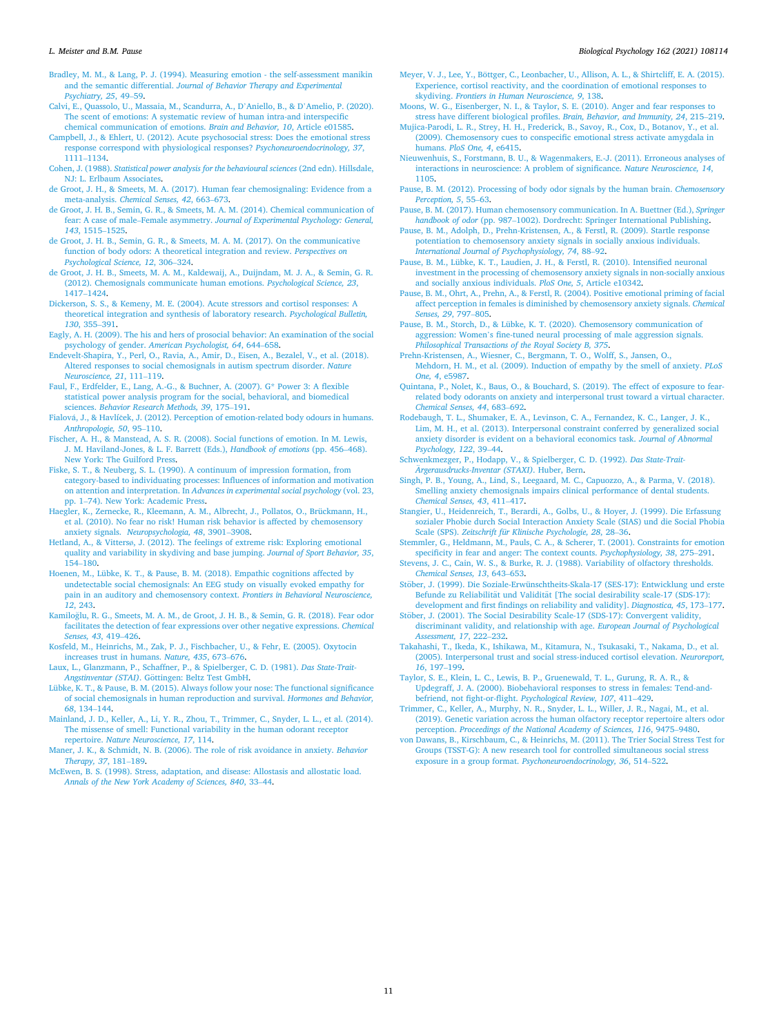Bradley, M. M., & Lang, P. J. (1994). Measuring emotion - the self-assessment manikin and the semantic differential. *Journal of Behavior Therapy and Experimental Psychiatry, 25*, 49–59.

Calvi, E., Quassolo, U., Massaia, M., Scandurra, A., D'Aniello, B., & D'Amelio, P. (2020). The scent of emotions: A systematic review of human intra-and interspecific chemical communication of emotions. *Brain and Behavior, 10*, Article e01585.

Campbell, J., & Ehlert, U. (2012). Acute psychosocial stress: Does the emotional stress response correspond with physiological responses? *Psychoneuroendocrinology, 37*, 1111–1134.

Cohen, J. (1988). *Statistical power analysis for the behavioural sciences* (2nd edn). Hillsdale, NJ: L. Erlbaum Associates.

de Groot, J. H., & Smeets, M. A. (2017). Human fear chemosignaling: Evidence from a meta-analysis. *Chemical Senses, 42*, 663–673.

de Groot, J. H. B., Semin, G. R., & Smeets, M. A. M. (2014). Chemical communication of fear: A case of male–Female asymmetry. *Journal of Experimental Psychology: General, 143*, 1515–1525.

de Groot, J. H. B., Semin, G. R., & Smeets, M. A. M. (2017). On the communicative function of body odors: A theoretical integration and review. *Perspectives on Psychological Science, 12*, 306–324.

de Groot, J. H. B., Smeets, M. A. M., Kaldewaij, A., Duijndam, M. J. A., & Semin, G. R. (2012). Chemosignals communicate human emotions. *Psychological Science, 23*, 1417–1424.

Dickerson, S. S., & Kemeny, M. E. (2004). Acute stressors and cortisol responses: A theoretical integration and synthesis of laboratory research. *Psychological Bulletin, 130*, 355–391.

Eagly, A. H. (2009). The his and hers of prosocial behavior: An examination of the social psychology of gender. *American Psychologist, 64*, 644–658.

Endevelt-Shapira, Y., Perl, O., Ravia, A., Amir, D., Eisen, A., Bezalel, V., et al. (2018). Altered responses to social chemosignals in autism spectrum disorder. *Nature Neuroscience, 21*, 111–119.

Faul, F., Erdfelder, E., Lang, A.-G., & Buchner, A. (2007). G* Power 3: A flexible statistical power analysis program for the social, behavioral, and biomedical sciences. *Behavior Research Methods, 39*, 175–191.

Fialová, J., & Havlíček, J. (2012). Perception of emotion-related body odours in humans. *Anthropologie, 50*, 95–110.

Fischer, A. H., & Manstead, A. S. R. (2008). Social functions of emotion. In M. Lewis, J. M. Haviland-Jones, & L. F. Barrett (Eds.), *Handbook of emotions* (pp. 456–468). New York: The Guilford Press.

Fiske, S. T., & Neuberg, S. L. (1990). A continuum of impression formation, from category-based to individuating processes: Influences of information and motivation on attention and interpretation. In *Advances in experimental social psychology* (vol. 23, pp. 1–74). New York: Academic Press.

Haegler, K., Zernecke, R., Kleemann, A. M., Albrecht, J., Pollatos, O., Brückmann, H., et al. (2010). No fear no risk! Human risk behavior is affected by chemosensory anxiety signals. *Neuropsychologia, 48*, 3901–3908.

Hetland, A., & Vittersø, J. (2012). The feelings of extreme risk: Exploring emotional quality and variability in skydiving and base jumping. *Journal of Sport Behavior, 35*, 154–180.

Hoenen, M., Lübke, K. T., & Pause, B. M. (2018). Empathic cognitions affected by undetectable social chemosignals: An EEG study on visually evoked empathy for pain in an auditory and chemosensory context. *Frontiers in Behavioral Neuroscience, 12*, 243.

Kamiloğlu, R. G., Smeets, M. A. M., de Groot, J. H. B., & Semin, G. R. (2018). Fear odor facilitates the detection of fear expressions over other negative expressions. *Chemical Senses, 43*, 419–426.

Kosfeld, M., Heinrichs, M., Zak, P. J., Fischbacher, U., & Fehr, E. (2005). Oxytocin increases trust in humans. *Nature, 435*, 673–676.

Laux, L., Glanzmann, P., Schaffner, P., & Spielberger, C. D. (1981). *Das State-Trait-Angstinventar (STAI)*. Göttingen: Beltz Test GmbH.

Lübke, K. T., & Pause, B. M. (2015). Always follow your nose: The functional significance of social chemosignals in human reproduction and survival. *Hormones and Behavior, 68*, 134–144.

Mainland, J. D., Keller, A., Li, Y. R., Zhou, T., Trimmer, C., Snyder, L. L., et al. (2014). The missense of smell: Functional variability in the human odorant receptor repertoire. *Nature Neuroscience, 17*, 114.

Maner, J. K., & Schmidt, N. B. (2006). The role of risk avoidance in anxiety. *Behavior Therapy, 37*, 181–189.

McEwen, B. S. (1998). Stress, adaptation, and disease: Allostasis and allostatic load. *Annals of the New York Academy of Sciences, 840*, 33–44.

Meyer, V. J., Lee, Y., Böttger, C., Leonbacher, U., Allison, A. L., & Shirtcliff, E. A. (2015). Experience, cortisol reactivity, and the coordination of emotional responses to skydiving. *Frontiers in Human Neuroscience, 9*, 138.

Moons, W. G., Eisenberger, N. I., & Taylor, S. E. (2010). Anger and fear responses to stress have different biological profiles. *Brain, Behavior, and Immunity, 24*, 215–219.

Mujica-Parodi, L. R., Strey, H. H., Frederick, B., Savoy, R., Cox, D., Botanov, Y., et al. (2009). Chemosensory cues to conspecific emotional stress activate amygdala in humans. *PloS One, 4*, e6415.

Nieuwenhuis, S., Forstmann, B. U., & Wagenmakers, E.-J. (2011). Erroneous analyses of interactions in neuroscience: A problem of significance. *Nature Neuroscience, 14*, 1105.

Pause, B. M. (2012). Processing of body odor signals by the human brain. *Chemosensory Perception, 5*, 55–63.

Pause, B. M. (2017). Human chemosensory communication. In A. Buettner (Ed.), *Springer handbook of odor* (pp. 987–1002). Dordrecht: Springer International Publishing.

Pause, B. M., Adolph, D., Prehn-Kristensen, A., & Ferstl, R. (2009). Startle response potentiation to chemosensory anxiety signals in socially anxious individuals. *International Journal of Psychophysiology, 74*, 88–92.

Pause, B. M., Lübke, K. T., Laudien, J. H., & Ferstl, R. (2010). Intensified neuronal investment in the processing of chemosensory anxiety signals in non-socially anxious and socially anxious individuals. *PloS One, 5*, Article e10342.

Pause, B. M., Ohrt, A., Prehn, A., & Ferstl, R. (2004). Positive emotional priming of facial affect perception in females is diminished by chemosensory anxiety signals. *Chemical Senses, 29*, 797–805.

Pause, B. M., Storch, D., & Lübke, K. T. (2020). Chemosensory communication of aggression: Women's fine-tuned neural processing of male aggression signals. *Philosophical Transactions of the Royal Society B, 375*.

Prehn-Kristensen, A., Wiesner, C., Bergmann, T. O., Wolff, S., Jansen, O., Mehdorn, H. M., et al. (2009). Induction of empathy by the smell of anxiety. *PLoS One, 4*, e5987.

Quintana, P., Nolet, K., Baus, O., & Bouchard, S. (2019). The effect of exposure to fear-related body odorants on anxiety and interpersonal trust toward a virtual character. *Chemical Senses, 44*, 683–692.

Rodebaugh, T. L., Shumaker, E. A., Levinson, C. A., Fernandez, K. C., Langer, J. K., Lim, M. H., et al. (2013). Interpersonal constraint conferred by generalized social anxiety disorder is evident on a behavioral economics task. *Journal of Abnormal Psychology, 122*, 39–44.

Schwenkmezger, P., Hodapp, V., & Spielberger, C. D. (1992). *Das State-Trait-Ärgerausdrucks-Inventar (STAXI)*. Huber, Bern.

Singh, P. B., Young, A., Lind, S., Leegaard, M. C., Capuozzo, A., & Parma, V. (2018). Smelling anxiety chemosignals impairs clinical performance of dental students. *Chemical Senses, 43*, 411–417.

Stangier, U., Heidenreich, T., Berardi, A., Golbs, U., & Hoyer, J. (1999). Die Erfassung sozialer Phobie durch Social Interaction Anxiety Scale (SIAS) und die Social Phobia Scale (SPS). *Zeitschrift für Klinische Psychologie, 28*, 28–36.

Stemmler, G., Heldmann, M., Pauls, C. A., & Scherer, T. (2001). Constraints for emotion specificity in fear and anger: The context counts. *Psychophysiology, 38*, 275–291.

Stevens, J. C., Cain, W. S., & Burke, R. J. (1988). Variability of olfactory thresholds. *Chemical Senses, 13*, 643–653.

Stöber, J. (1999). Die Soziale-Erwünschtheits-Skala-17 (SES-17): Entwicklung und erste Befunde zu Reliabilität und Validität [The social desirability scale-17 (SDS-17): development and first findings on reliability and validity]. *Diagnostica, 45*, 173–177.

Stöber, J. (2001). The Social Desirability Scale-17 (SDS-17): Convergent validity, discriminant validity, and relationship with age. *European Journal of Psychological Assessment, 17*, 222–232.

Takahashi, T., Ikeda, K., Ishikawa, M., Kitamura, N., Tsukasaki, T., Nakama, D., et al. (2005). Interpersonal trust and social stress-induced cortisol elevation. *Neuroreport, 16*, 197–199.

Taylor, S. E., Klein, L. C., Lewis, B. P., Gruenewald, T. L., Gurung, R. A. R., & Updegraff, J. A. (2000). Biobehavioral responses to stress in females: Tend-and-befriend, not fight-or-flight. *Psychological Review, 107*, 411–429.

Trimmer, C., Keller, A., Murphy, N. R., Snyder, L. L., Willer, J. R., Nagai, M., et al. (2019). Genetic variation across the human olfactory receptor repertoire alters odor perception. *Proceedings of the National Academy of Sciences, 116*, 9475–9480.

von Dawans, B., Kirschbaum, C., & Heinrichs, M. (2011). The Trier Social Stress Test for Groups (TSST-G): A new research tool for controlled simultaneous social stress exposure in a group format. *Psychoneuroendocrinology, 36*, 514–522.